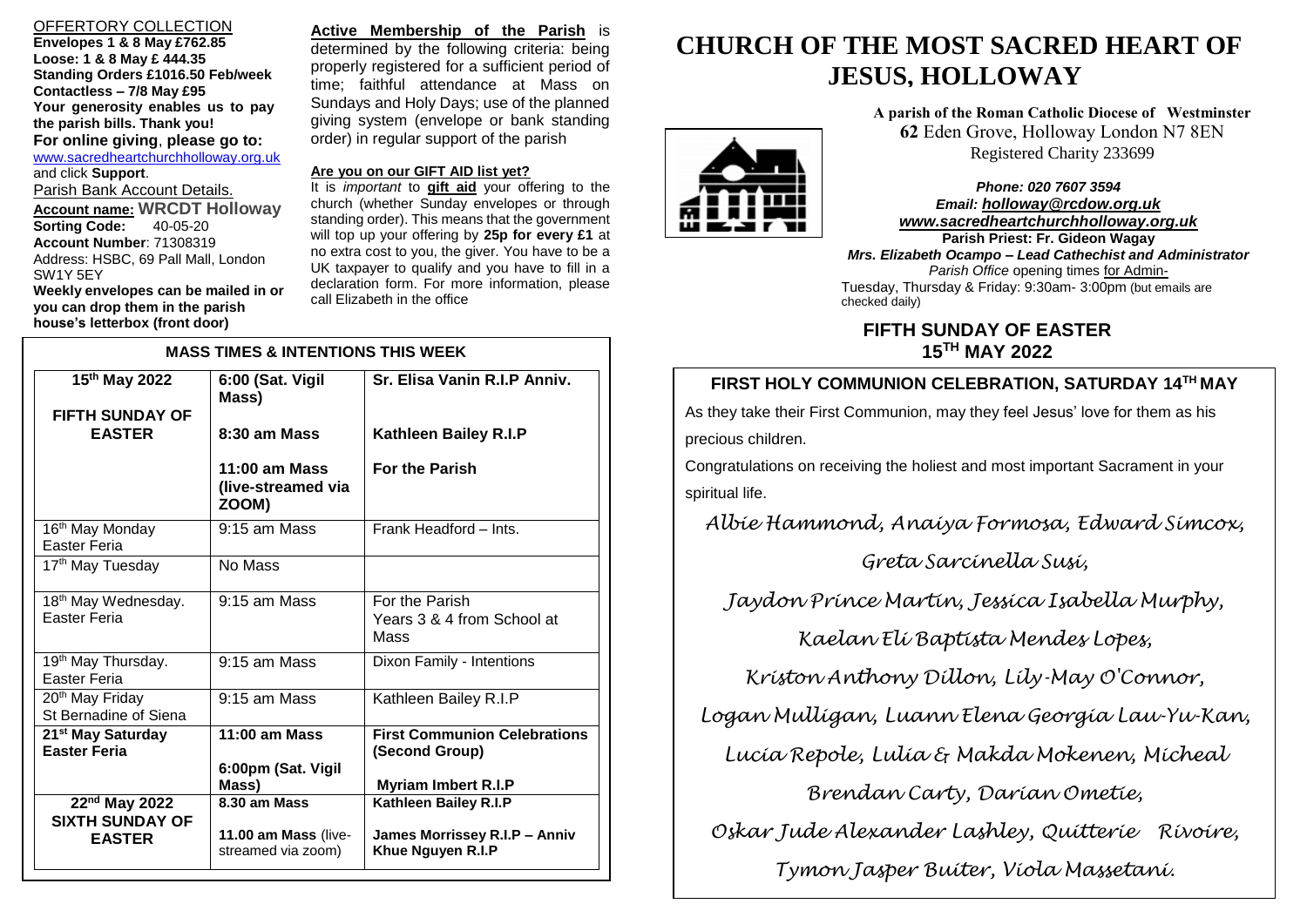OFFERTORY COLLECTION

**Envelopes 1 & 8 May £762.85**
**Loose: 1 & 8 May £ 444.35**
**Standing Orders £1016.50 Feb/week**
**Contactless – 7/8 May £95**
**Your generosity enables us to pay the parish bills. Thank you!**
**For online giving**, **please go to:**
www.sacredheartchurchholloway.org.uk and click **Support**.

Parish Bank Account Details.
**Account name: WRCDT Holloway**
**Sorting Code:** 40-05-20
**Account Number**: 71308319
Address: HSBC, 69 Pall Mall, London SW1Y 5EY
**Weekly envelopes can be mailed in or you can drop them in the parish house's letterbox (front door)**

**Active Membership of the Parish** is determined by the following criteria: being properly registered for a sufficient period of time; faithful attendance at Mass on Sundays and Holy Days; use of the planned giving system (envelope or bank standing order) in regular support of the parish

**Are you on our GIFT AID list yet?**
It is *important* to **gift aid** your offering to the church (whether Sunday envelopes or through standing order). This means that the government will top up your offering by **25p for every £1** at no extra cost to you, the giver. You have to be a UK taxpayer to qualify and you have to fill in a declaration form. For more information, please call Elizabeth in the office

**MASS TIMES & INTENTIONS THIS WEEK**

| | | |
|---|---|---|
| **15th May 2022** **FIFTH SUNDAY OF EASTER** | **6:00 (Sat. Vigil Mass)** | **Sr. Elisa Vanin R.I.P Anniv.** |
| | **8:30 am Mass** | **Kathleen Bailey R.I.P** |
| | **11:00 am Mass (live-streamed via ZOOM)** | **For the Parish** |
| 16th May Monday Easter Feria | 9:15 am Mass | Frank Headford – Ints. |
| 17th May Tuesday | No Mass | |
| 18th May Wednesday. Easter Feria | 9:15 am Mass | For the Parish Years 3 & 4 from School at Mass |
| 19th May Thursday. Easter Feria | 9:15 am Mass | Dixon Family - Intentions |
| 20th May Friday St Bernadine of Siena | 9:15 am Mass | Kathleen Bailey R.I.P |
| **21st May Saturday Easter Feria** | **11:00 am Mass** | **First Communion Celebrations (Second Group)** |
| | **6:00pm (Sat. Vigil Mass)** | **Myriam Imbert R.I.P** |
| **22nd May 2022** **SIXTH SUNDAY OF EASTER** | **8.30 am Mass** | **Kathleen Bailey R.I.P** |
| | **11.00 am Mass** (live-streamed via zoom) | **James Morrissey R.I.P – Anniv Khue Nguyen R.I.P** |

# CHURCH OF THE MOST SACRED HEART OF JESUS, HOLLOWAY

**A parish of the Roman Catholic Diocese of Westminster**
**62** Eden Grove, Holloway London N7 8EN
Registered Charity 233699

***Phone: 020 7607 3594***
***Email: holloway@rcdow.org.uk***
***www.sacredheartchurchholloway.org.uk***
**Parish Priest: Fr. Gideon Wagay**
***Mrs. Elizabeth Ocampo – Lead Cathechist and Administrator***
*Parish Office* opening times for Admin-
Tuesday, Thursday & Friday: 9:30am- 3:00pm (but emails are checked daily)

## FIFTH SUNDAY OF EASTER
## 15TH MAY 2022

### FIRST HOLY COMMUNION CELEBRATION, SATURDAY 14TH MAY

As they take their First Communion, may they feel Jesus' love for them as his precious children.

Congratulations on receiving the holiest and most important Sacrament in your spiritual life.

*Albie Hammond, Anaiya Formosa, Edward Simcox, Greta Sarcinella Susi, Jaydon Prince Martin, Jessica Isabella Murphy, Kaelan Eli Baptista Mendes Lopes, Kriston Anthony Dillon, Lily-May O'Connor, Logan Mulligan, Luann Elena Georgia Lau-Yu-Kan, Lucia Repole, Lulia & Makda Mokenen, Micheal Brendan Carty, Darian Ometie, Oskar Jude Alexander Lashley, Quitterie Rivoire, Tymon Jasper Buiter, Viola Massetani.*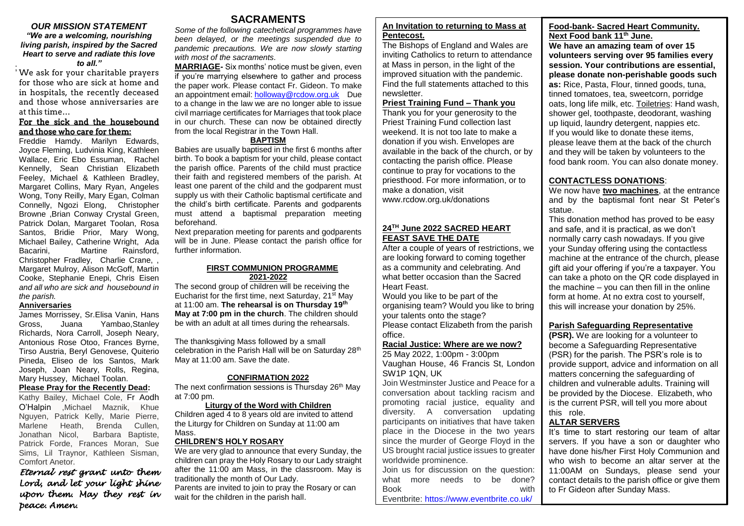## OUR MISSION STATEMENT

***"We are a welcoming, nourishing living parish, inspired by the Sacred Heart to serve and radiate this love to all."***

We ask for your charitable prayers for those who are sick at home and in hospitals, the recently deceased and those whose anniversaries are at this time…

### For the sick and the housebound and those who care for them:

Freddie Hamdy. Marilyn Edwards, Joyce Fleming, Ludvinia King, Kathleen Wallace, Eric Ebo Essuman, Rachel Kennelly, Sean Christian Elizabeth Feeley, Michael & Kathleen Bradley, Margaret Collins, Mary Ryan, Angeles Wong, Tony Reilly, Mary Egan, Colman Connelly, Ngozi Elong, Christopher Browne ,Brian Conway Crystal Green, Patrick Dolan, Margaret Toolan, Rosa Santos, Bridie Prior, Mary Wong, Michael Bailey, Catherine Wright, Ada Bacarini, Martine Rainsford, Christopher Fradley, Charlie Crane, , Margaret Mulroy, Alison McGoff, Martin Cooke, Stephanie Enepi, Chris Eisen *and all who are sick and housebound in the parish.*

### Anniversaries

James Morrissey, Sr.Elisa Vanin, Hans Gross, Juana Yambao,Stanley Richards, Nora Carroll, Joseph Neary, Antonious Rose Otoo, Frances Byrne, Tirso Austria, Beryl Genovese, Quiterio Pineda, Eliseo de los Santos, Mark Joseph, Joan Neary, Rolls, Regina, Mary Hussey, Michael Toolan.

### Please Pray for the Recently Dead:

Kathy Bailey, Michael Cole, Fr Aodh O'Halpin ,Michael Maznik, Khue Nguyen, Patrick Kelly, Marie Pierre, Marlene Heath, Brenda Cullen, Jonathan Nicol, Barbara Baptiste, Patrick Forde, Frances Moran, Sue Sims, Lil Traynor, Kathleen Sisman, Comfort Anetor.

*Eternal rest grant unto them Lord, and let your light shine upon them. May they rest in peace. Amen.*

# SACRAMENTS

*Some of the following catechetical programmes have been delayed, or the meetings suspended due to pandemic precautions. We are now slowly starting with most of the sacraments.*

**MARRIAGE-** Six months' notice must be given, even if you're marrying elsewhere to gather and process the paper work. Please contact Fr. Gideon. To make an appointment email: holloway@rcdow.org.uk Due to a change in the law we are no longer able to issue civil marriage certificates for Marriages that took place in our church. These can now be obtained directly from the local Registrar in the Town Hall.

### BAPTISM

Babies are usually baptised in the first 6 months after birth. To book a baptism for your child, please contact the parish office. Parents of the child must practice their faith and registered members of the parish. At least one parent of the child and the godparent must supply us with their Catholic baptismal certificate and the child's birth certificate. Parents and godparents must attend a baptismal preparation meeting beforehand.

Next preparation meeting for parents and godparents will be in June. Please contact the parish office for further information.

### FIRST COMMUNION PROGRAMME 2021-2022

The second group of children will be receiving the Eucharist for the first time, next Saturday, 21st May at 11:00 am. **The rehearsal is on Thursday 19th May at 7:00 pm in the church**. The children should be with an adult at all times during the rehearsals.

The thanksgiving Mass followed by a small celebration in the Parish Hall will be on Saturday 28th May at 11:00 am. Save the date.

### CONFIRMATION 2022

The next confirmation sessions is Thursday 26th May at 7:00 pm.

### Liturgy of the Word with Children

Children aged 4 to 8 years old are invited to attend the Liturgy for Children on Sunday at 11:00 am Mass.

### CHILDREN'S HOLY ROSARY

We are very glad to announce that every Sunday, the children can pray the Holy Rosary to our Lady straight after the 11:00 am Mass, in the classroom. May is traditionally the month of Our Lady.

Parents are invited to join to pray the Rosary or can wait for the children in the parish hall.

### An Invitation to returning to Mass at Pentecost.

The Bishops of England and Wales are inviting Catholics to return to attendance at Mass in person, in the light of the improved situation with the pandemic. Find the full statements attached to this newsletter.

### Priest Training Fund – Thank you

Thank you for your generosity to the Priest Training Fund collection last weekend. It is not too late to make a donation if you wish. Envelopes are available in the back of the church, or by contacting the parish office. Please continue to pray for vocations to the priesthood. For more information, or to make a donation, visit www.rcdow.org.uk/donations

### 24TH June 2022 SACRED HEART FEAST SAVE THE DATE

After a couple of years of restrictions, we are looking forward to coming together as a community and celebrating. And what better occasion than the Sacred Heart Feast.

Would you like to be part of the organising team? Would you like to bring your talents onto the stage?

Please contact Elizabeth from the parish office.

### Racial Justice: Where are we now?

25 May 2022, 1:00pm - 3:00pm

Vaughan House, 46 Francis St, London SW1P 1QN, UK

Join Westminster Justice and Peace for a conversation about tackling racism and promoting racial justice, equality and diversity. A conversation updating participants on initiatives that have taken place in the Diocese in the two years since the murder of George Floyd in the US brought racial justice issues to greater worldwide prominence.

Join us for discussion on the question: what more needs to be done? Book with Eventbrite: https://www.eventbrite.co.uk/

### Food-bank- Sacred Heart Community. Next Food bank 11th June.

**We have an amazing team of over 15 volunteers serving over 95 families every session. Your contributions are essential, please donate non-perishable goods such as:** Rice, Pasta, Flour, tinned goods, tuna, tinned tomatoes, tea, sweetcorn, porridge oats, long life milk, etc. Toiletries: Hand wash, shower gel, toothpaste, deodorant, washing up liquid, laundry detergent, nappies etc. If you would like to donate these items, please leave them at the back of the church and they will be taken by volunteers to the food bank room. You can also donate money.

### CONTACTLESS DONATIONS:

We now have **two machines**, at the entrance and by the baptismal font near St Peter's statue.

This donation method has proved to be easy and safe, and it is practical, as we don't normally carry cash nowadays. If you give your Sunday offering using the contactless machine at the entrance of the church, please gift aid your offering if you're a taxpayer. You can take a photo on the QR code displayed in the machine – you can then fill in the online form at home. At no extra cost to yourself, this will increase your donation by 25%.

### Parish Safeguarding Representative

**(PSR).** We are looking for a volunteer to become a Safeguarding Representative (PSR) for the parish. The PSR's role is to provide support, advice and information on all matters concerning the safeguarding of children and vulnerable adults. Training will be provided by the Diocese. Elizabeth, who is the current PSR, will tell you more about this role.

### ALTAR SERVERS

It's time to start restoring our team of altar servers. If you have a son or daughter who have done his/her First Holy Communion and who wish to become an altar server at the 11:00AM on Sundays, please send your contact details to the parish office or give them to Fr Gideon after Sunday Mass.